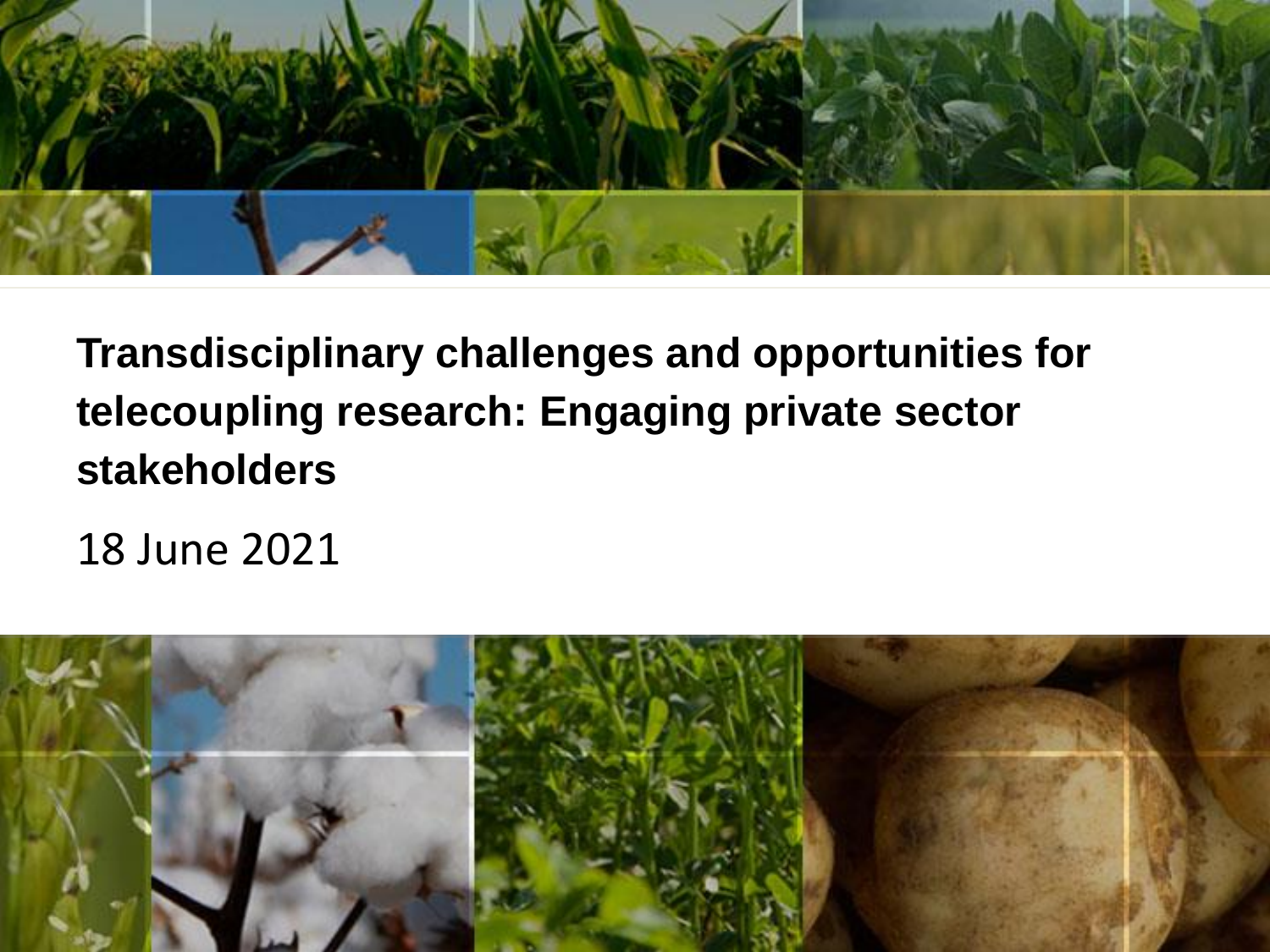# Transdisciplinary challenges and opportunities for telecoupling research: Engaging private sector stakeholders

18 June 2021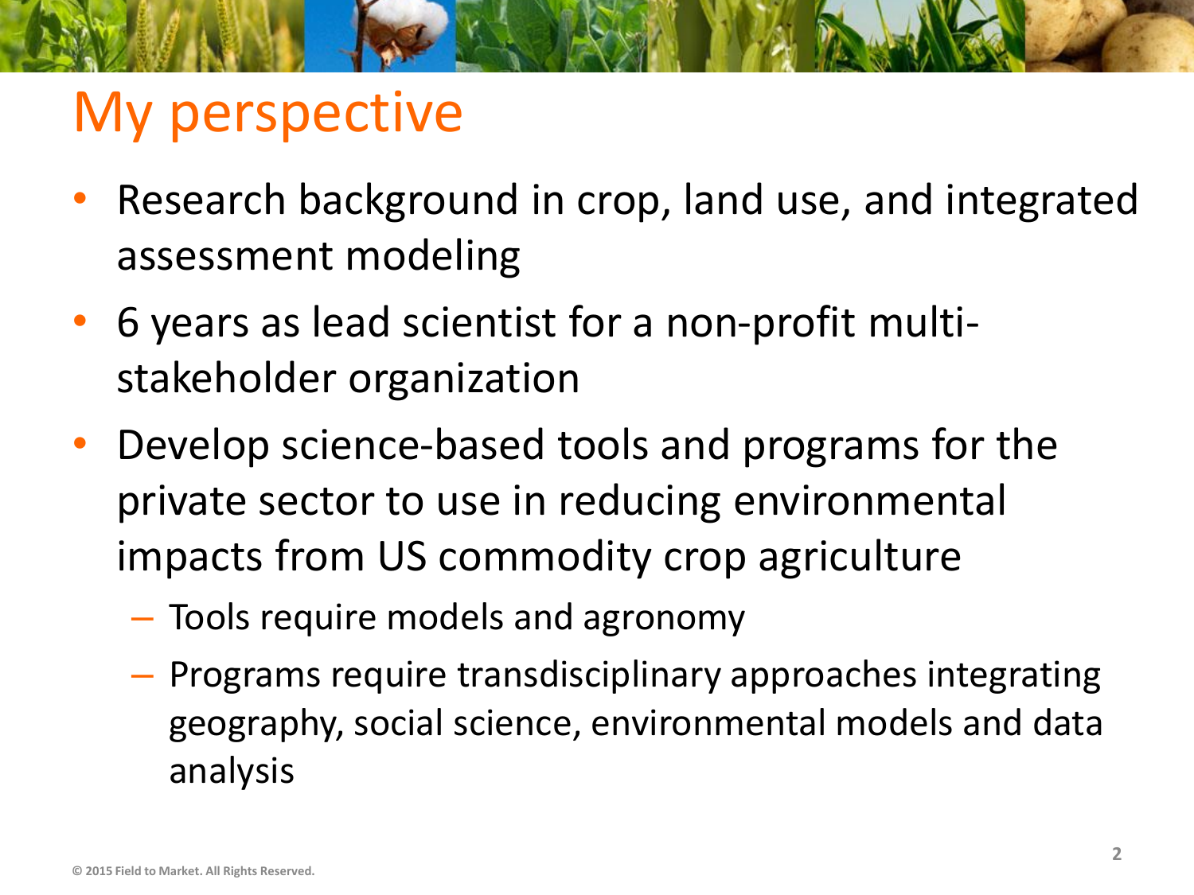# My perspective

- Research background in crop, land use, and integrated assessment modeling
- 6 years as lead scientist for a non-profit multi-stakeholder organization
- Develop science-based tools and programs for the private sector to use in reducing environmental impacts from US commodity crop agriculture
  - Tools require models and agronomy
  - Programs require transdisciplinary approaches integrating geography, social science, environmental models and data analysis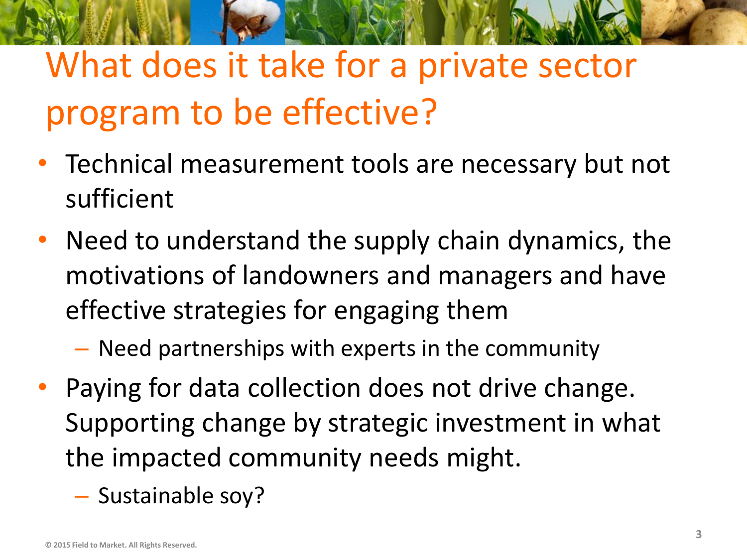# What does it take for a private sector program to be effective?

- Technical measurement tools are necessary but not sufficient
- Need to understand the supply chain dynamics, the motivations of landowners and managers and have effective strategies for engaging them
  - Need partnerships with experts in the community
- Paying for data collection does not drive change. Supporting change by strategic investment in what the impacted community needs might.
  - Sustainable soy?

© 2015 Field to Market. All Rights Reserved.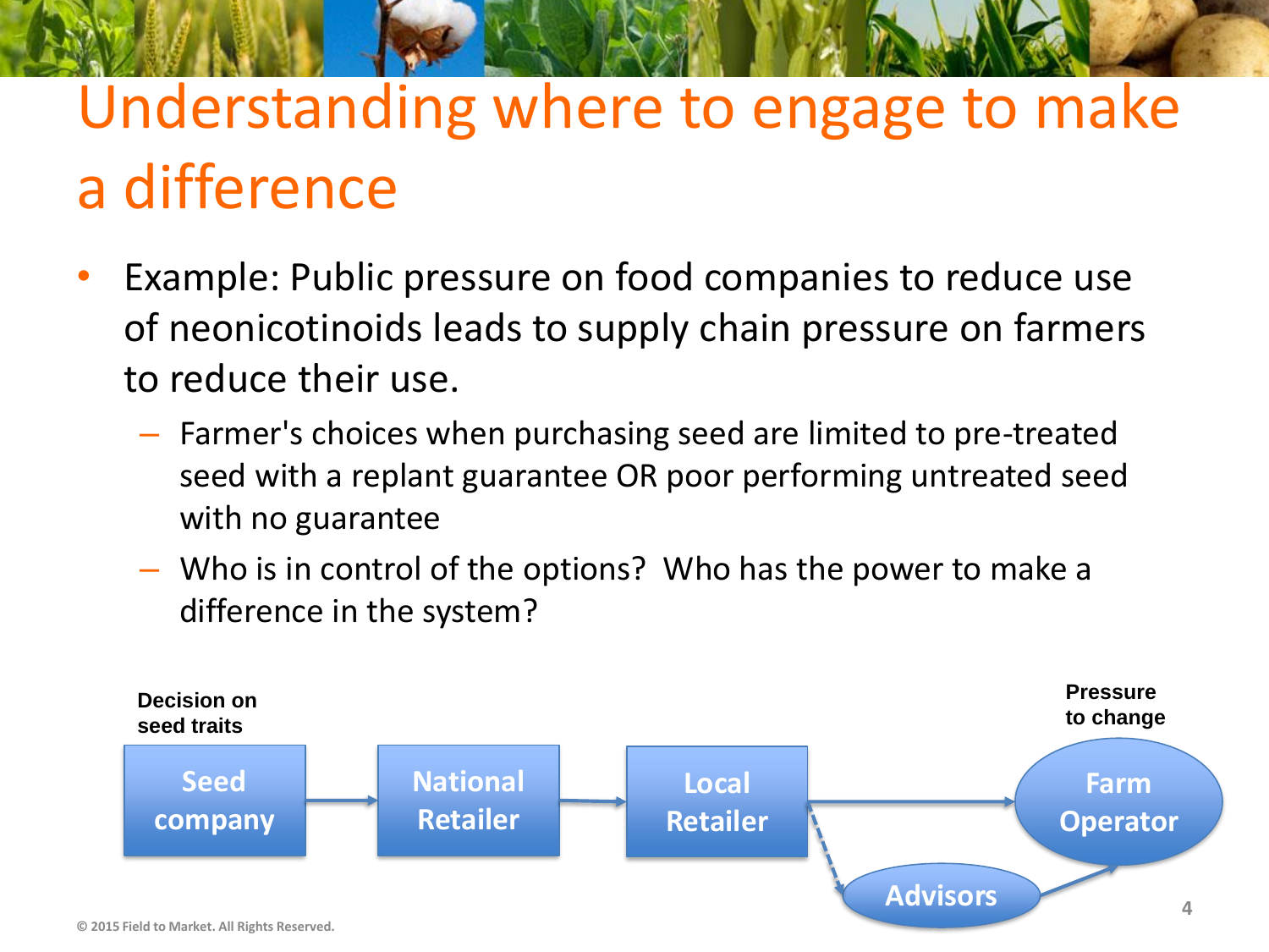# Understanding where to engage to make a difference

- Example: Public pressure on food companies to reduce use of neonicotinoids leads to supply chain pressure on farmers to reduce their use.
  - Farmer's choices when purchasing seed are limited to pre-treated seed with a replant guarantee OR poor performing untreated seed with no guarantee
  - Who is in control of the options? Who has the power to make a difference in the system?

**Decision on seed traits**

Seed company → National Retailer → Local Retailer → Farm Operator

Local Retailer → Advisors → Farm Operator

**Pressure to change**

© 2015 Field to Market. All Rights Reserved.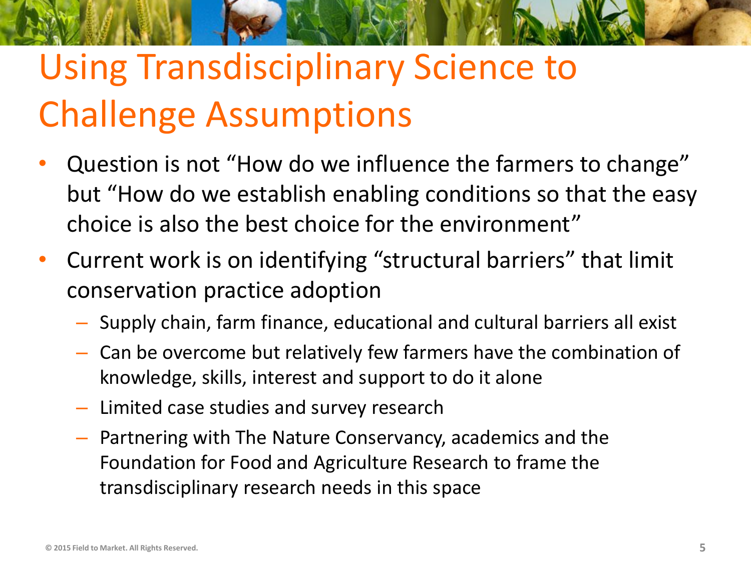# Using Transdisciplinary Science to Challenge Assumptions

- Question is not "How do we influence the farmers to change" but "How do we establish enabling conditions so that the easy choice is also the best choice for the environment"
- Current work is on identifying "structural barriers" that limit conservation practice adoption
  - Supply chain, farm finance, educational and cultural barriers all exist
  - Can be overcome but relatively few farmers have the combination of knowledge, skills, interest and support to do it alone
  - Limited case studies and survey research
  - Partnering with The Nature Conservancy, academics and the Foundation for Food and Agriculture Research to frame the transdisciplinary research needs in this space

© 2015 Field to Market. All Rights Reserved.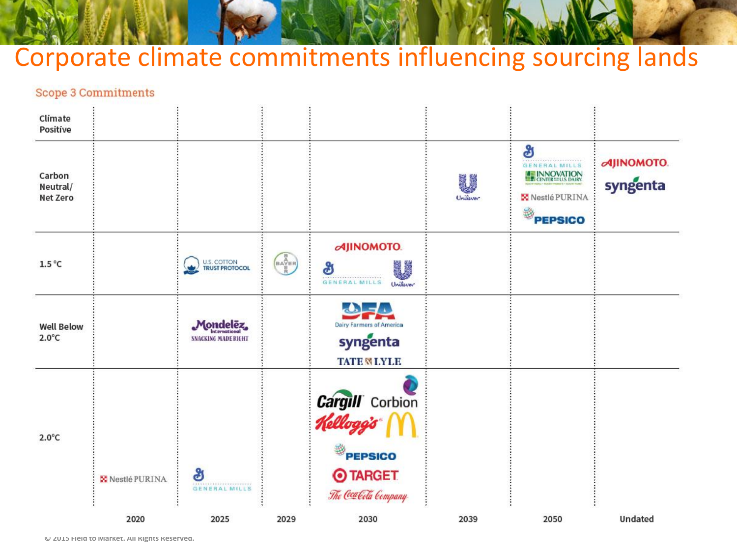# Corporate climate commitments influencing sourcing lands

## Scope 3 Commitments

| | 2020 | 2025 | 2029 | 2030 | 2039 | 2050 | Undated |
|---|---|---|---|---|---|---|---|
| Climate Positive | | | | | | | |
| Carbon Neutral/ Net Zero | | | | | Unilever | General Mills, Innovation Center for U.S. Dairy, Nestlé PURINA, PEPSICO | AJINOMOTO, syngenta |
| 1.5 °C | | U.S. COTTON TRUST PROTOCOL | BAYER | AJINOMOTO, General Mills, Unilever | | | |
| Well Below 2.0°C | | Mondelēz International SNACKING MADE RIGHT | | DFA Dairy Farmers of America, syngenta, TATE & LYLE | | | |
| 2.0°C | Nestlé PURINA | General Mills | | Cargill, Corbion, Kellogg's, McDonald's, PEPSICO, TARGET, The Coca-Cola Company | | | |

© 2015 Field to Market. All Rights Reserved.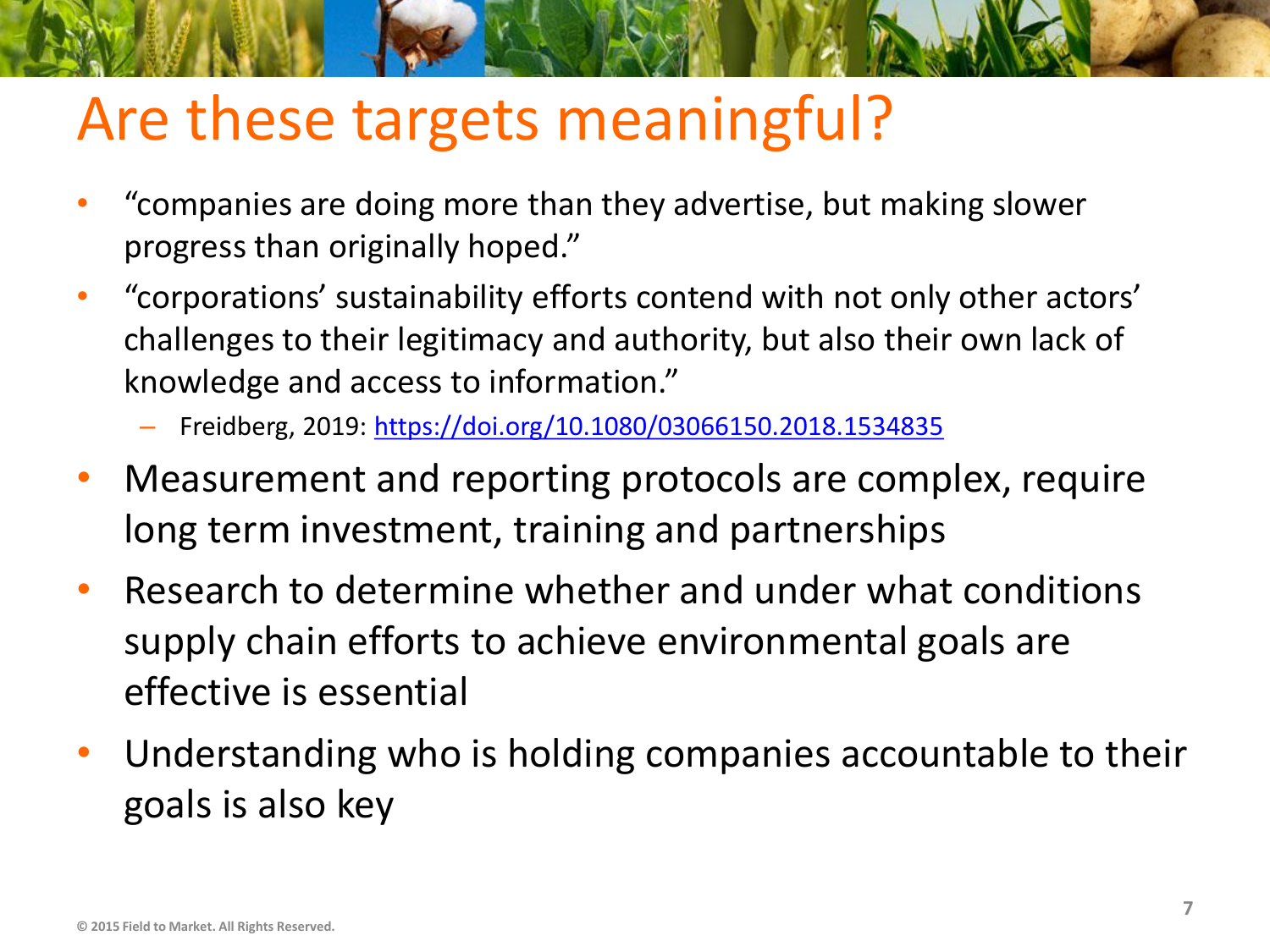# Are these targets meaningful?

- "companies are doing more than they advertise, but making slower progress than originally hoped."
- "corporations' sustainability efforts contend with not only other actors' challenges to their legitimacy and authority, but also their own lack of knowledge and access to information."
  - Freidberg, 2019: https://doi.org/10.1080/03066150.2018.1534835
- Measurement and reporting protocols are complex, require long term investment, training and partnerships
- Research to determine whether and under what conditions supply chain efforts to achieve environmental goals are effective is essential
- Understanding who is holding companies accountable to their goals is also key

© 2015 Field to Market. All Rights Reserved.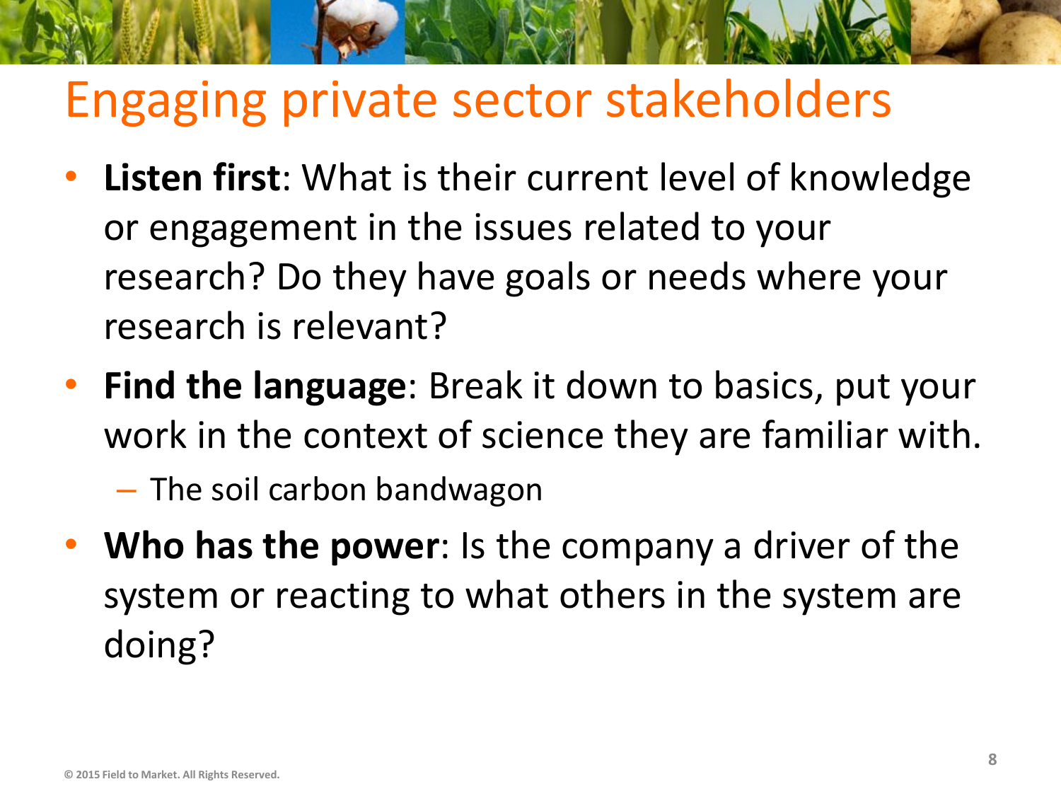# Engaging private sector stakeholders

- **Listen first**: What is their current level of knowledge or engagement in the issues related to your research? Do they have goals or needs where your research is relevant?
- **Find the language**: Break it down to basics, put your work in the context of science they are familiar with.
  - The soil carbon bandwagon
- **Who has the power**: Is the company a driver of the system or reacting to what others in the system are doing?

© 2015 Field to Market. All Rights Reserved.